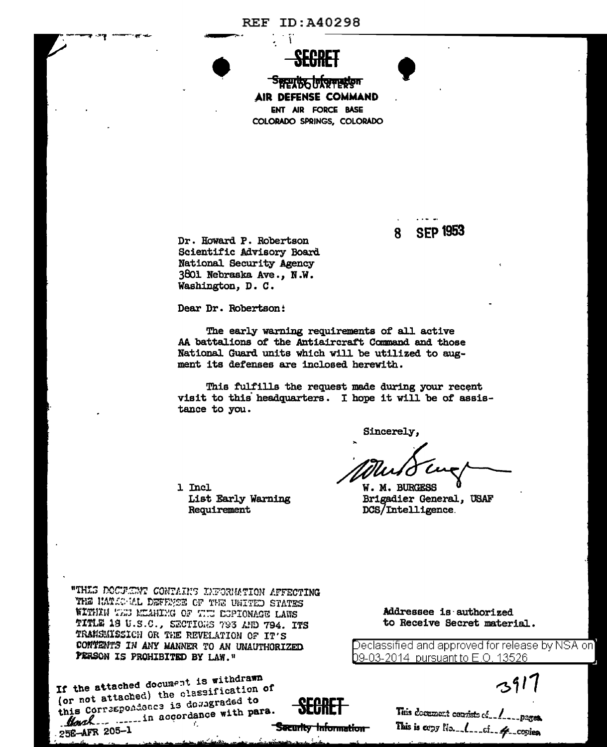REF ID:A40298

SECRET

~~Security Information~~

HEADQUARTERS
AIR DEFENSE COMMAND
ENT AIR FORCE BASE
COLORADO SPRINGS, COLORADO

8 SEP 1953

Dr. Howard P. Robertson
Scientific Advisory Board
National Security Agency
3801 Nebraska Ave., N.W.
Washington, D. C.

Dear Dr. Robertson:

The early warning requirements of all active AA battalions of the Antiaircraft Command and those National Guard units which will be utilized to augment its defenses are inclosed herewith.

This fulfills the request made during your recent visit to this headquarters. I hope it will be of assistance to you.

Sincerely,

W. M. BURGESS
Brigadier General, USAF
DCS/Intelligence

1 Incl
List Early Warning Requirement

"THIS DOCUMENT CONTAINS INFORMATION AFFECTING THE NATIONAL DEFENSE OF THE UNITED STATES WITHIN THE MEANING OF THE ESPIONAGE LAWS TITLE 18 U.S.C., SECTIONS 793 AND 794. ITS TRANSMISSION OR THE REVELATION OF IT'S CONTENTS IN ANY MANNER TO AN UNAUTHORIZED PERSON IS PROHIBITED BY LAW."

Addressee is authorized to Receive Secret material.

Declassified and approved for release by NSA on 09-03-2014 pursuant to E.O. 13526

If the attached document is withdrawn (or not attached) the classification of this Correspondence is downgraded to *Uncl* in accordance with para. 25E-AFR 205-1

SECRET

~~Security Information~~

3917

This document consists of 1 pages.
This is copy No. 1 of 4 copies.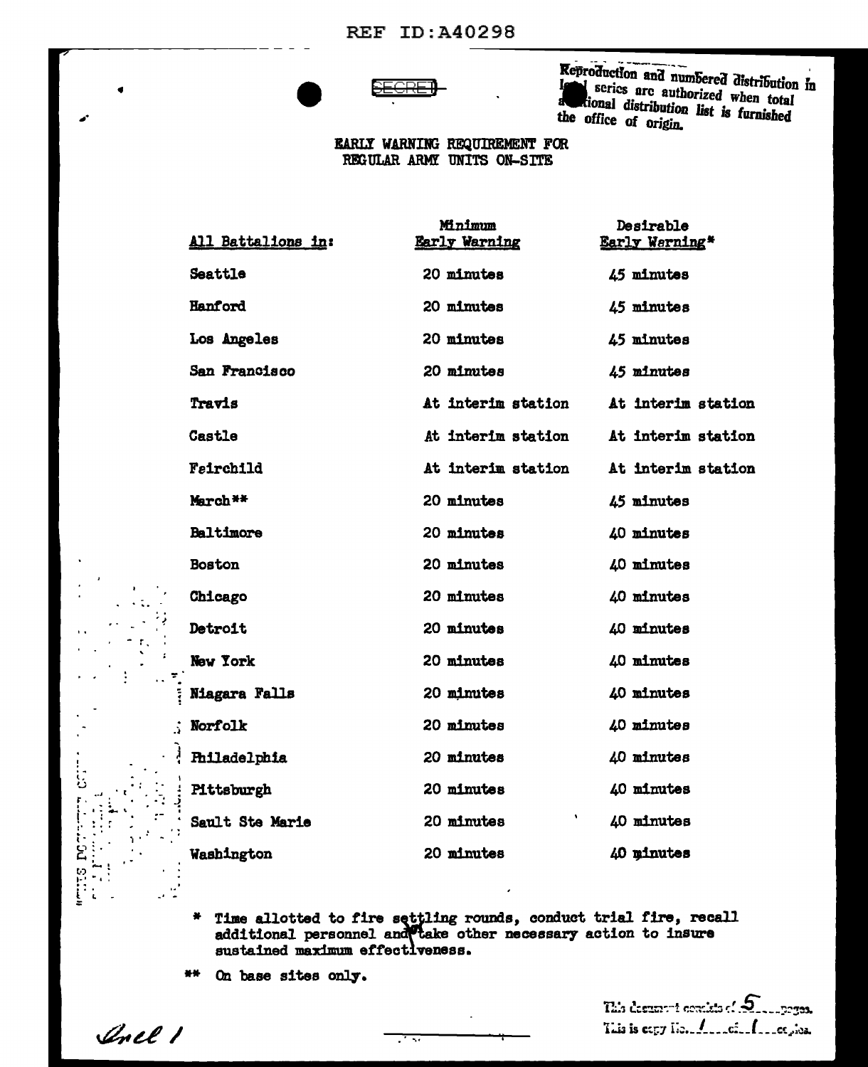REF ID:A40298

~~SECRET~~

Reproduction and numbered distribution in local series are authorized when total additional distribution list is furnished the office of origin.

EARLY WARNING REQUIREMENT FOR REGULAR ARMY UNITS ON-SITE

| All Battalions in: | Minimum Early Warning | Desirable Early Warning* |
|---|---|---|
| Seattle | 20 minutes | 45 minutes |
| Hanford | 20 minutes | 45 minutes |
| Los Angeles | 20 minutes | 45 minutes |
| San Francisco | 20 minutes | 45 minutes |
| Travis | At interim station | At interim station |
| Castle | At interim station | At interim station |
| Fairchild | At interim station | At interim station |
| March** | 20 minutes | 45 minutes |
| Baltimore | 20 minutes | 40 minutes |
| Boston | 20 minutes | 40 minutes |
| Chicago | 20 minutes | 40 minutes |
| Detroit | 20 minutes | 40 minutes |
| New York | 20 minutes | 40 minutes |
| Niagara Falls | 20 minutes | 40 minutes |
| Norfolk | 20 minutes | 40 minutes |
| Philadelphia | 20 minutes | 40 minutes |
| Pittsburgh | 20 minutes | 40 minutes |
| Sault Ste Marie | 20 minutes | 40 minutes |
| Washington | 20 minutes | 40 minutes |

\* Time allotted to fire settling rounds, conduct trial fire, recall additional personnel and take other necessary action to insure sustained maximum effectiveness.

\*\* On base sites only.

Incl 1

This document consists of 5 pages. This is copy No. 1 of 1 copies.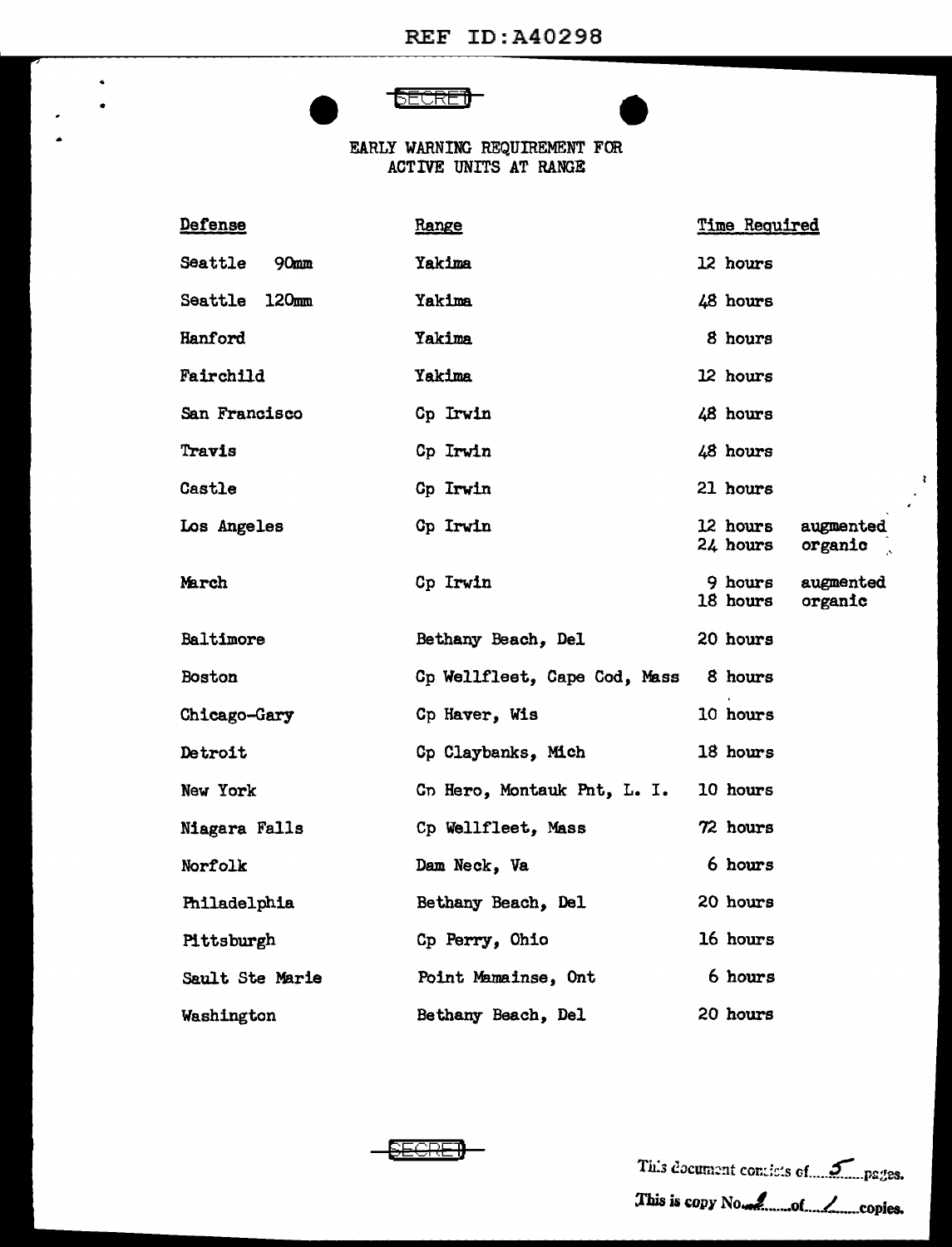SECRET

# EARLY WARNING REQUIREMENT FOR ACTIVE UNITS AT RANGE

| Defense | Range | Time Required | |
|---|---|---|---|
| Seattle 90mm | Yakima | 12 hours | |
| Seattle 120mm | Yakima | 48 hours | |
| Hanford | Yakima | 8 hours | |
| Fairchild | Yakima | 12 hours | |
| San Francisco | Cp Irwin | 48 hours | |
| Travis | Cp Irwin | 48 hours | |
| Castle | Cp Irwin | 21 hours | |
| Los Angeles | Cp Irwin | 12 hours | augmented |
| | | 24 hours | organic |
| March | Cp Irwin | 9 hours | augmented |
| | | 18 hours | organic |
| Baltimore | Bethany Beach, Del | 20 hours | |
| Boston | Cp Wellfleet, Cape Cod, Mass | 8 hours | |
| Chicago-Gary | Cp Haver, Wis | 10 hours | |
| Detroit | Cp Claybanks, Mich | 18 hours | |
| New York | Cp Hero, Montauk Pnt, L. I. | 10 hours | |
| Niagara Falls | Cp Wellfleet, Mass | 72 hours | |
| Norfolk | Dam Neck, Va | 6 hours | |
| Philadelphia | Bethany Beach, Del | 20 hours | |
| Pittsburgh | Cp Perry, Ohio | 16 hours | |
| Sault Ste Marie | Point Mamainse, Ont | 6 hours | |
| Washington | Bethany Beach, Del | 20 hours | |

SECRET

This document consists of 5 pages.
This is copy No. 1 of 1 copies.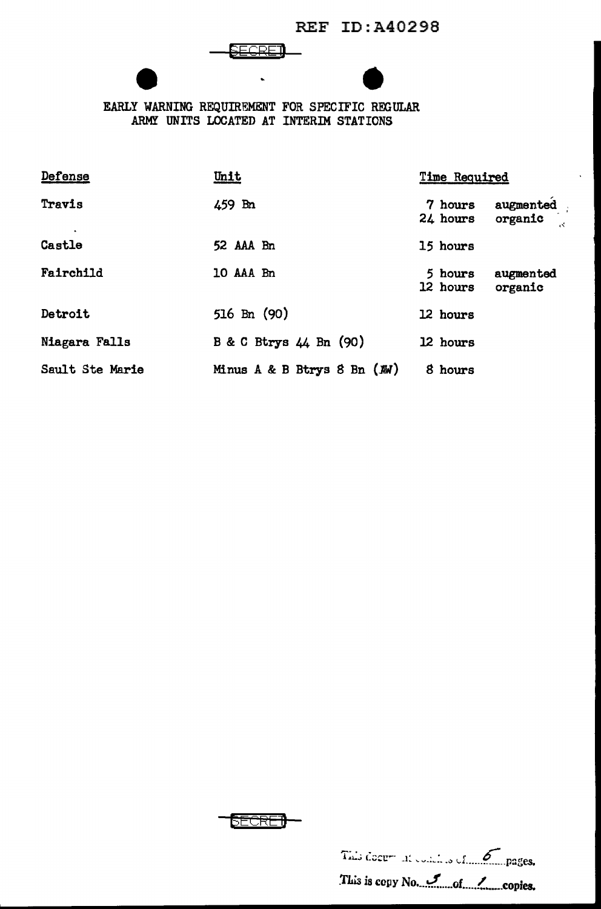REF ID:A40298

SECRET

EARLY WARNING REQUIREMENT FOR SPECIFIC REGULAR ARMY UNITS LOCATED AT INTERIM STATIONS

| Defense | Unit | Time Required | |
|---|---|---|---|
| Travis | 459 Bn | 7 hours | augmented |
| | | 24 hours | organic |
| Castle | 52 AAA Bn | 15 hours | |
| Fairchild | 10 AAA Bn | 5 hours | augmented |
| | | 12 hours | organic |
| Detroit | 516 Bn (90) | 12 hours | |
| Niagara Falls | B & C Btrys 44 Bn (90) | 12 hours | |
| Sault Ste Marie | Minus A & B Btrys 8 Bn (AW) | 8 hours | |

SECRET

This document consists of 6 pages.
This is copy No. 5 of 1 copies.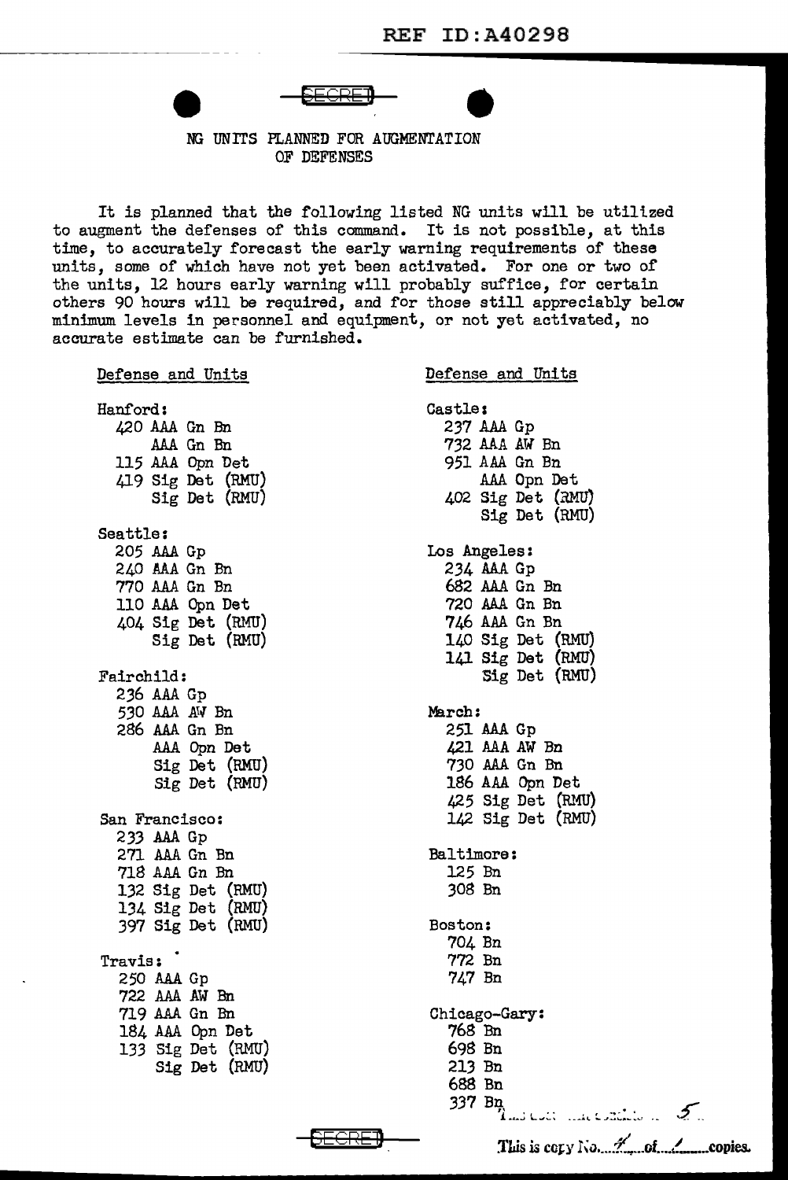SECRET

NG UNITS PLANNED FOR AUGMENTATION OF DEFENSES

It is planned that the following listed NG units will be utilized to augment the defenses of this command. It is not possible, at this time, to accurately forecast the early warning requirements of these units, some of which have not yet been activated. For one or two of the units, 12 hours early warning will probably suffice, for certain others 90 hours will be required, and for those still appreciably below minimum levels in personnel and equipment, or not yet activated, no accurate estimate can be furnished.

Defense and Units

Hanford:
- 420 AAA Gn Bn
- AAA Gn Bn
- 115 AAA Opn Det
- 419 Sig Det (RMU)
- Sig Det (RMU)

Seattle:
- 205 AAA Gp
- 240 AAA Gn Bn
- 770 AAA Gn Bn
- 110 AAA Opn Det
- 404 Sig Det (RMU)
- Sig Det (RMU)

Fairchild:
- 236 AAA Gp
- 530 AAA AW Bn
- 286 AAA Gn Bn
- AAA Opn Det
- Sig Det (RMU)
- Sig Det (RMU)

San Francisco:
- 233 AAA Gp
- 271 AAA Gn Bn
- 718 AAA Gn Bn
- 132 Sig Det (RMU)
- 134 Sig Det (RMU)
- 397 Sig Det (RMU)

Travis:
- 250 AAA Gp
- 722 AAA AW Bn
- 719 AAA Gn Bn
- 184 AAA Opn Det
- 133 Sig Det (RMU)
- Sig Det (RMU)

Defense and Units

Castle:
- 237 AAA Gp
- 732 AAA AW Bn
- 951 AAA Gn Bn
- AAA Opn Det
- 402 Sig Det (RMU)
- Sig Det (RMU)

Los Angeles:
- 234 AAA Gp
- 682 AAA Gn Bn
- 720 AAA Gn Bn
- 746 AAA Gn Bn
- 140 Sig Det (RMU)
- 141 Sig Det (RMU)
- Sig Det (RMU)

March:
- 251 AAA Gp
- 421 AAA AW Bn
- 730 AAA Gn Bn
- 186 AAA Opn Det
- 425 Sig Det (RMU)
- 142 Sig Det (RMU)

Baltimore:
- 125 Bn
- 308 Bn

Boston:
- 704 Bn
- 772 Bn
- 747 Bn

Chicago-Gary:
- 768 Bn
- 698 Bn
- 213 Bn
- 688 Bn
- 337 Bn

SECRET

This is copy No. 4 of 4 copies.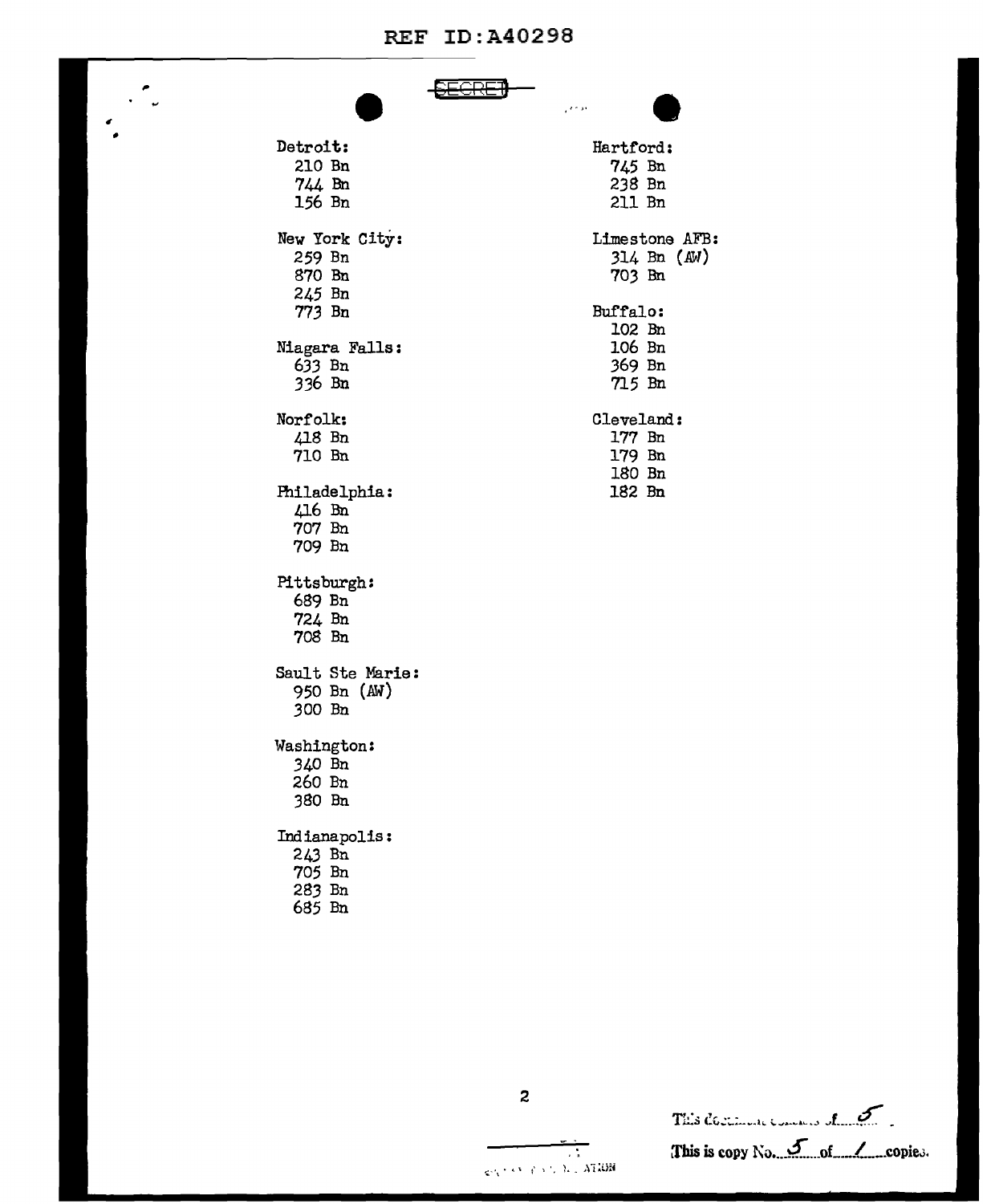SECRET

Detroit:
- 210 Bn
- 744 Bn
- 156 Bn

New York City:
- 259 Bn
- 870 Bn
- 245 Bn
- 773 Bn

Niagara Falls:
- 633 Bn
- 336 Bn

Norfolk:
- 418 Bn
- 710 Bn

Philadelphia:
- 416 Bn
- 707 Bn
- 709 Bn

Pittsburgh:
- 689 Bn
- 724 Bn
- 708 Bn

Sault Ste Marie:
- 950 Bn (AW)
- 300 Bn

Washington:
- 340 Bn
- 260 Bn
- 380 Bn

Indianapolis:
- 243 Bn
- 705 Bn
- 283 Bn
- 685 Bn

Hartford:
- 745 Bn
- 238 Bn
- 211 Bn

Limestone AFB:
- 314 Bn (AW)
- 703 Bn

Buffalo:
- 102 Bn
- 106 Bn
- 369 Bn
- 715 Bn

Cleveland:
- 177 Bn
- 179 Bn
- 180 Bn
- 182 Bn

This document consists of 5 .

This is copy No. 5 of 1 copies.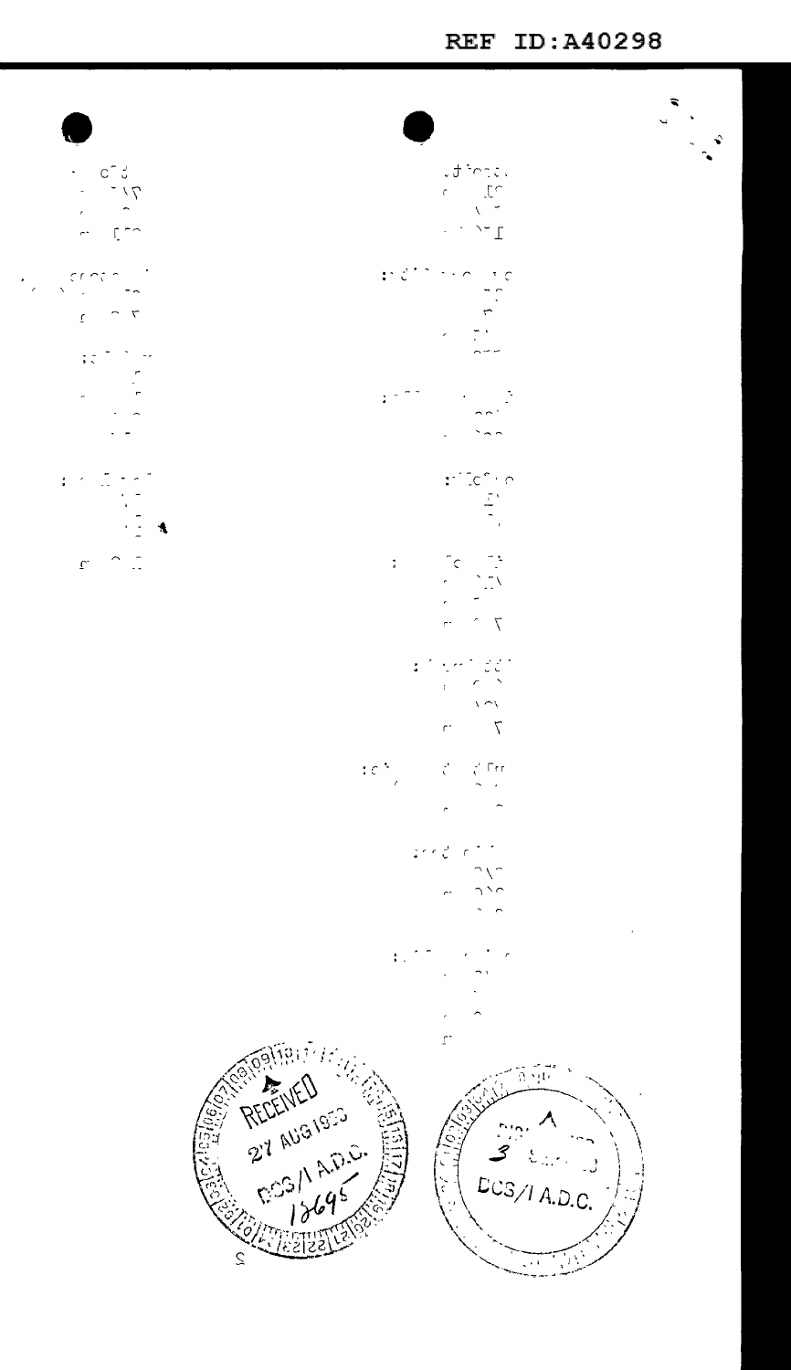RECEIVED
27 AUG 1953
DCS/I A.D.C.
12695

DCS/I A.D.C.